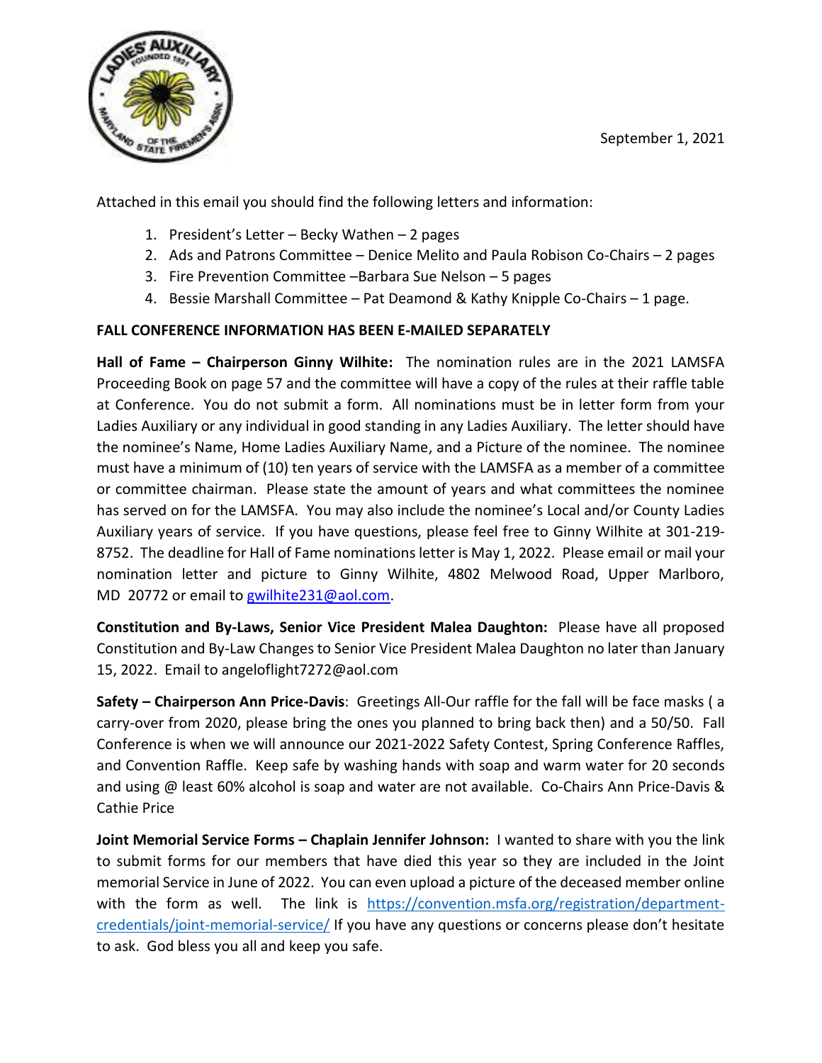September 1, 2021

Attached in this email you should find the following letters and information:

1. President's Letter – Becky Wathen – 2 pages
2. Ads and Patrons Committee – Denice Melito and Paula Robison Co-Chairs – 2 pages
3. Fire Prevention Committee –Barbara Sue Nelson – 5 pages
4. Bessie Marshall Committee – Pat Deamond & Kathy Knipple Co-Chairs – 1 page.

**FALL CONFERENCE INFORMATION HAS BEEN E-MAILED SEPARATELY**

**Hall of Fame – Chairperson Ginny Wilhite:** The nomination rules are in the 2021 LAMSFA Proceeding Book on page 57 and the committee will have a copy of the rules at their raffle table at Conference. You do not submit a form. All nominations must be in letter form from your Ladies Auxiliary or any individual in good standing in any Ladies Auxiliary. The letter should have the nominee's Name, Home Ladies Auxiliary Name, and a Picture of the nominee. The nominee must have a minimum of (10) ten years of service with the LAMSFA as a member of a committee or committee chairman. Please state the amount of years and what committees the nominee has served on for the LAMSFA. You may also include the nominee's Local and/or County Ladies Auxiliary years of service. If you have questions, please feel free to Ginny Wilhite at 301-219-8752. The deadline for Hall of Fame nominations letter is May 1, 2022. Please email or mail your nomination letter and picture to Ginny Wilhite, 4802 Melwood Road, Upper Marlboro, MD 20772 or email to gwilhite231@aol.com.

**Constitution and By-Laws, Senior Vice President Malea Daughton:** Please have all proposed Constitution and By-Law Changes to Senior Vice President Malea Daughton no later than January 15, 2022. Email to angeloflight7272@aol.com

**Safety – Chairperson Ann Price-Davis**: Greetings All-Our raffle for the fall will be face masks ( a carry-over from 2020, please bring the ones you planned to bring back then) and a 50/50. Fall Conference is when we will announce our 2021-2022 Safety Contest, Spring Conference Raffles, and Convention Raffle. Keep safe by washing hands with soap and warm water for 20 seconds and using @ least 60% alcohol is soap and water are not available. Co-Chairs Ann Price-Davis & Cathie Price

**Joint Memorial Service Forms – Chaplain Jennifer Johnson:** I wanted to share with you the link to submit forms for our members that have died this year so they are included in the Joint memorial Service in June of 2022. You can even upload a picture of the deceased member online with the form as well. The link is https://convention.msfa.org/registration/department-credentials/joint-memorial-service/ If you have any questions or concerns please don't hesitate to ask. God bless you all and keep you safe.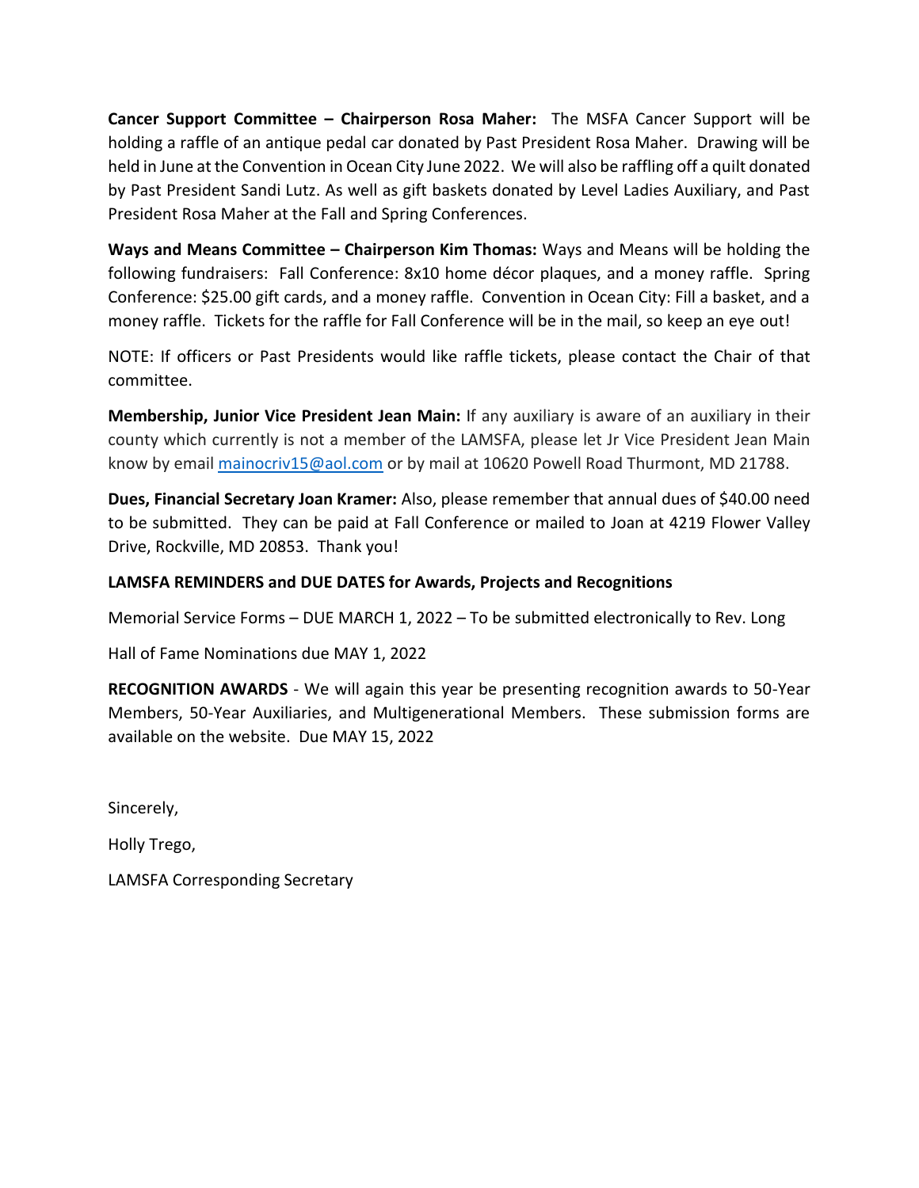**Cancer Support Committee – Chairperson Rosa Maher:** The MSFA Cancer Support will be holding a raffle of an antique pedal car donated by Past President Rosa Maher. Drawing will be held in June at the Convention in Ocean City June 2022. We will also be raffling off a quilt donated by Past President Sandi Lutz. As well as gift baskets donated by Level Ladies Auxiliary, and Past President Rosa Maher at the Fall and Spring Conferences.

**Ways and Means Committee – Chairperson Kim Thomas:** Ways and Means will be holding the following fundraisers: Fall Conference: 8x10 home décor plaques, and a money raffle. Spring Conference: $25.00 gift cards, and a money raffle. Convention in Ocean City: Fill a basket, and a money raffle. Tickets for the raffle for Fall Conference will be in the mail, so keep an eye out!

NOTE: If officers or Past Presidents would like raffle tickets, please contact the Chair of that committee.

**Membership, Junior Vice President Jean Main:** If any auxiliary is aware of an auxiliary in their county which currently is not a member of the LAMSFA, please let Jr Vice President Jean Main know by email mainocriv15@aol.com or by mail at 10620 Powell Road Thurmont, MD 21788.

**Dues, Financial Secretary Joan Kramer:** Also, please remember that annual dues of $40.00 need to be submitted. They can be paid at Fall Conference or mailed to Joan at 4219 Flower Valley Drive, Rockville, MD 20853. Thank you!

**LAMSFA REMINDERS and DUE DATES for Awards, Projects and Recognitions**

Memorial Service Forms – DUE MARCH 1, 2022 – To be submitted electronically to Rev. Long

Hall of Fame Nominations due MAY 1, 2022

**RECOGNITION AWARDS** - We will again this year be presenting recognition awards to 50-Year Members, 50-Year Auxiliaries, and Multigenerational Members. These submission forms are available on the website. Due MAY 15, 2022

Sincerely,

Holly Trego,

LAMSFA Corresponding Secretary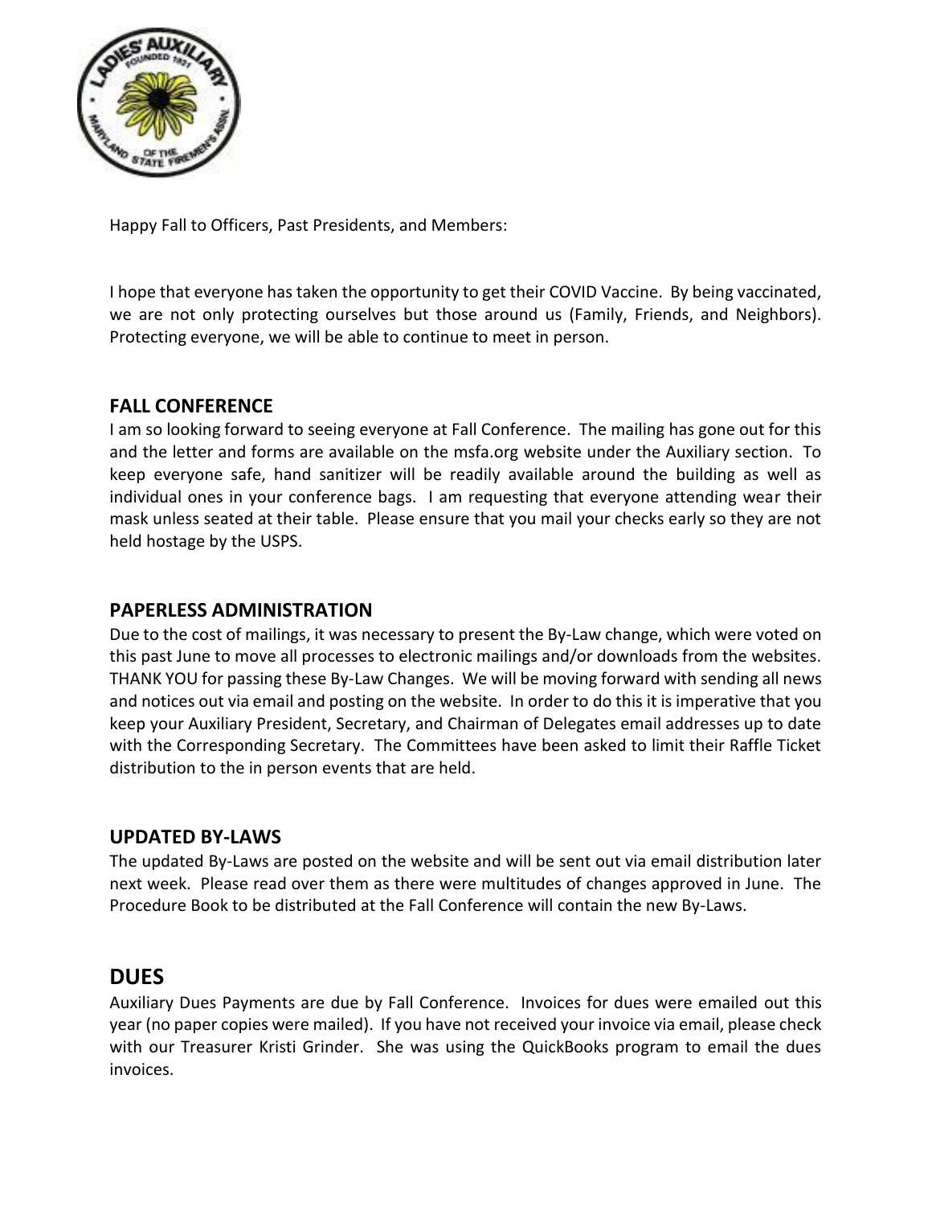Happy Fall to Officers, Past Presidents, and Members:

I hope that everyone has taken the opportunity to get their COVID Vaccine. By being vaccinated, we are not only protecting ourselves but those around us (Family, Friends, and Neighbors). Protecting everyone, we will be able to continue to meet in person.

## FALL CONFERENCE

I am so looking forward to seeing everyone at Fall Conference. The mailing has gone out for this and the letter and forms are available on the msfa.org website under the Auxiliary section. To keep everyone safe, hand sanitizer will be readily available around the building as well as individual ones in your conference bags. I am requesting that everyone attending wear their mask unless seated at their table. Please ensure that you mail your checks early so they are not held hostage by the USPS.

## PAPERLESS ADMINISTRATION

Due to the cost of mailings, it was necessary to present the By-Law change, which were voted on this past June to move all processes to electronic mailings and/or downloads from the websites. THANK YOU for passing these By-Law Changes. We will be moving forward with sending all news and notices out via email and posting on the website. In order to do this it is imperative that you keep your Auxiliary President, Secretary, and Chairman of Delegates email addresses up to date with the Corresponding Secretary. The Committees have been asked to limit their Raffle Ticket distribution to the in person events that are held.

## UPDATED BY-LAWS

The updated By-Laws are posted on the website and will be sent out via email distribution later next week. Please read over them as there were multitudes of changes approved in June. The Procedure Book to be distributed at the Fall Conference will contain the new By-Laws.

## DUES

Auxiliary Dues Payments are due by Fall Conference. Invoices for dues were emailed out this year (no paper copies were mailed). If you have not received your invoice via email, please check with our Treasurer Kristi Grinder. She was using the QuickBooks program to email the dues invoices.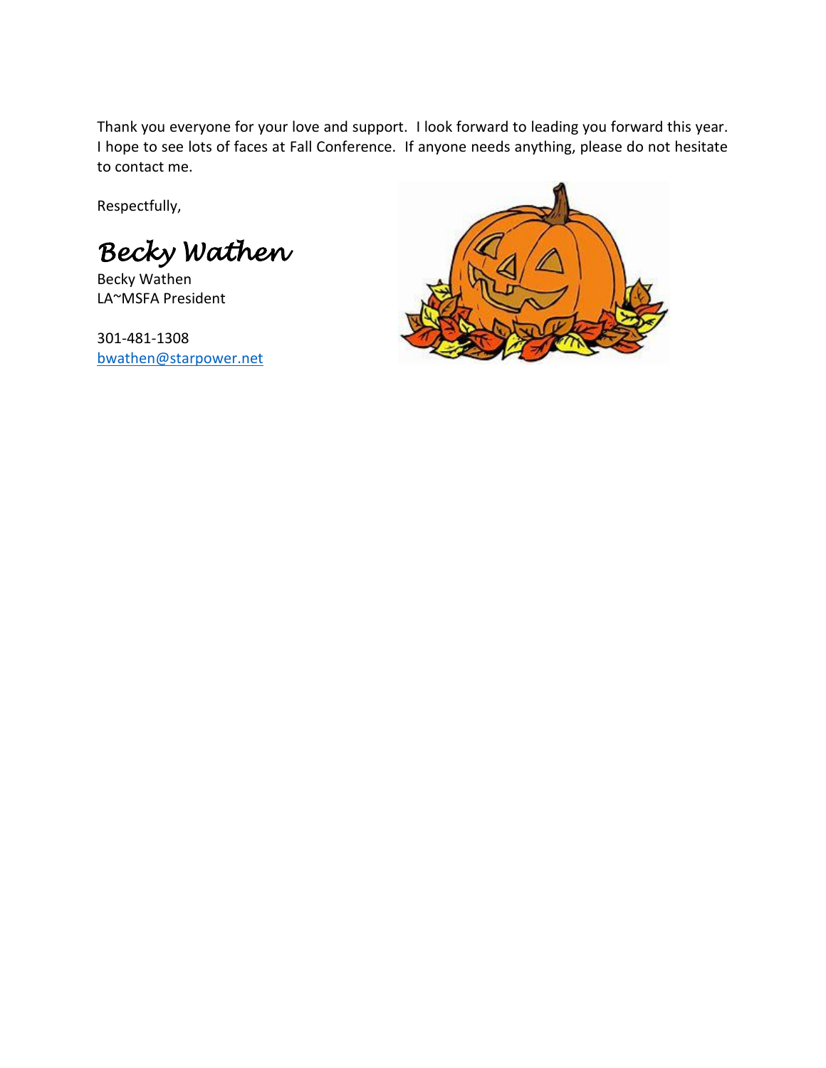Thank you everyone for your love and support. I look forward to leading you forward this year. I hope to see lots of faces at Fall Conference. If anyone needs anything, please do not hesitate to contact me.

Respectfully,

*Becky Wathen*

Becky Wathen
LA~MSFA President

301-481-1308
bwathen@starpower.net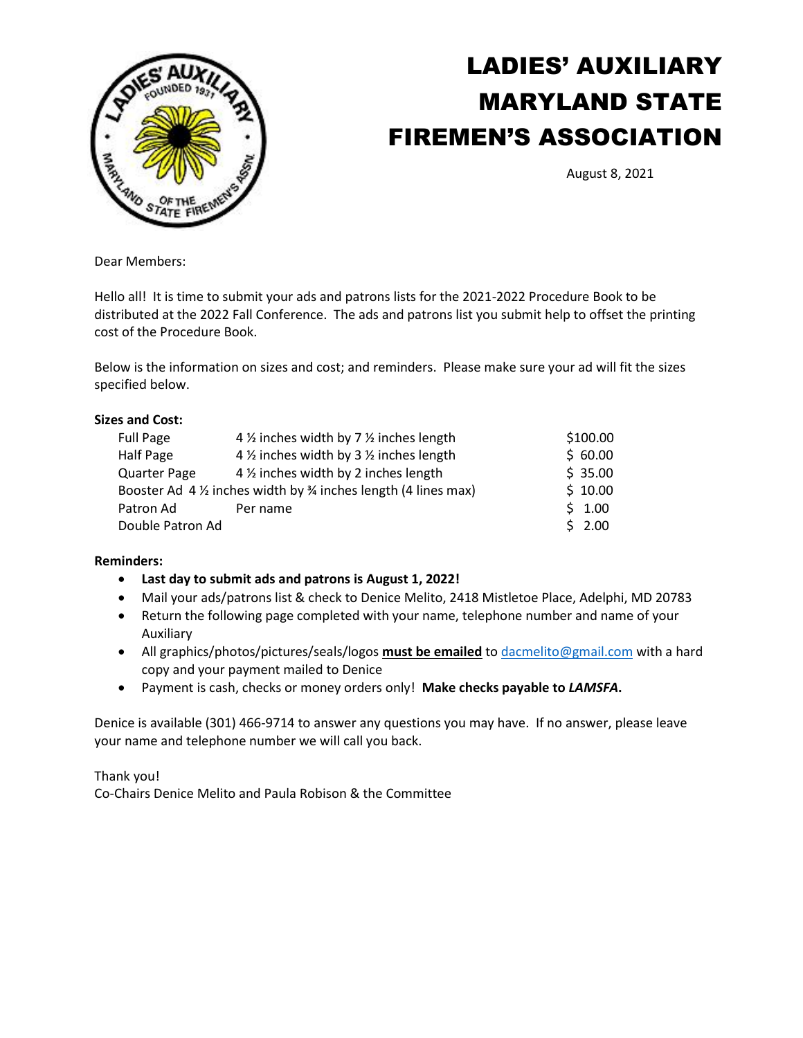# LADIES' AUXILIARY MARYLAND STATE FIREMEN'S ASSOCIATION

August 8, 2021

Dear Members:

Hello all! It is time to submit your ads and patrons lists for the 2021-2022 Procedure Book to be distributed at the 2022 Fall Conference. The ads and patrons list you submit help to offset the printing cost of the Procedure Book.

Below is the information on sizes and cost; and reminders. Please make sure your ad will fit the sizes specified below.

**Sizes and Cost:**

| | | |
|---|---|---|
| Full Page | 4 ½ inches width by 7 ½ inches length | $100.00 |
| Half Page | 4 ½ inches width by 3 ½ inches length | $ 60.00 |
| Quarter Page | 4 ½ inches width by 2 inches length | $ 35.00 |
| Booster Ad | 4 ½ inches width by ¾ inches length (4 lines max) | $ 10.00 |
| Patron Ad | Per name | $ 1.00 |
| Double Patron Ad | | $ 2.00 |

**Reminders:**

- **Last day to submit ads and patrons is August 1, 2022!**
- Mail your ads/patrons list & check to Denice Melito, 2418 Mistletoe Place, Adelphi, MD 20783
- Return the following page completed with your name, telephone number and name of your Auxiliary
- All graphics/photos/pictures/seals/logos **must be emailed** to dacmelito@gmail.com with a hard copy and your payment mailed to Denice
- Payment is cash, checks or money orders only! **Make checks payable to *LAMSFA*.**

Denice is available (301) 466-9714 to answer any questions you may have. If no answer, please leave your name and telephone number we will call you back.

Thank you!
Co-Chairs Denice Melito and Paula Robison & the Committee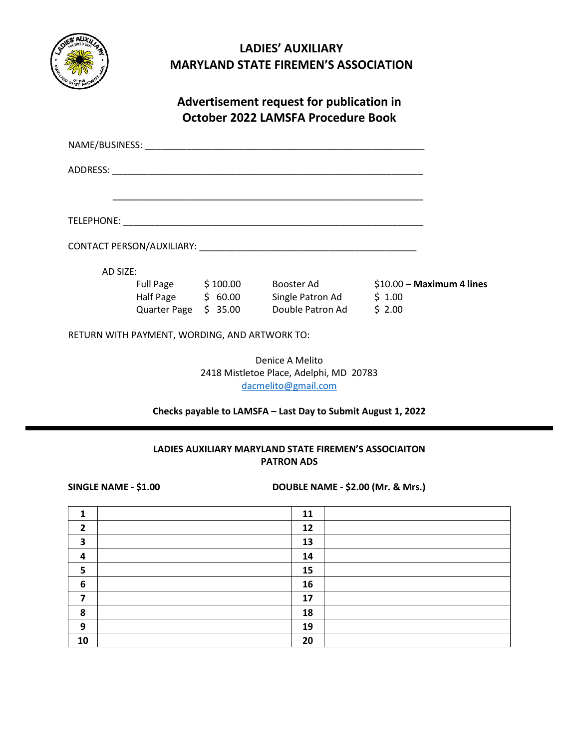# LADIES' AUXILIARY
# MARYLAND STATE FIREMEN'S ASSOCIATION

## Advertisement request for publication in October 2022 LAMSFA Procedure Book

NAME/BUSINESS: ______________________________________________________

ADDRESS: ____________________________________________________________

____________________________________________________________

TELEPHONE: __________________________________________________________

CONTACT PERSON/AUXILIARY: __________________________________________

AD SIZE:

| | | | |
|---|---|---|---|
| Full Page | $ 100.00 | Booster Ad | $10.00 – **Maximum 4 lines** |
| Half Page | $ 60.00 | Single Patron Ad | $ 1.00 |
| Quarter Page | $ 35.00 | Double Patron Ad | $ 2.00 |

RETURN WITH PAYMENT, WORDING, AND ARTWORK TO:

Denice A Melito
2418 Mistletoe Place, Adelphi, MD 20783
dacmelito@gmail.com

**Checks payable to LAMSFA – Last Day to Submit August 1, 2022**

---

### LADIES AUXILIARY MARYLAND STATE FIREMEN'S ASSOCIAITON
### PATRON ADS

**SINGLE NAME - $1.00** **DOUBLE NAME - $2.00 (Mr. & Mrs.)**

| | | | |
|---|---|---|---|
| **1** | | **11** | |
| **2** | | **12** | |
| **3** | | **13** | |
| **4** | | **14** | |
| **5** | | **15** | |
| **6** | | **16** | |
| **7** | | **17** | |
| **8** | | **18** | |
| **9** | | **19** | |
| **10** | | **20** | |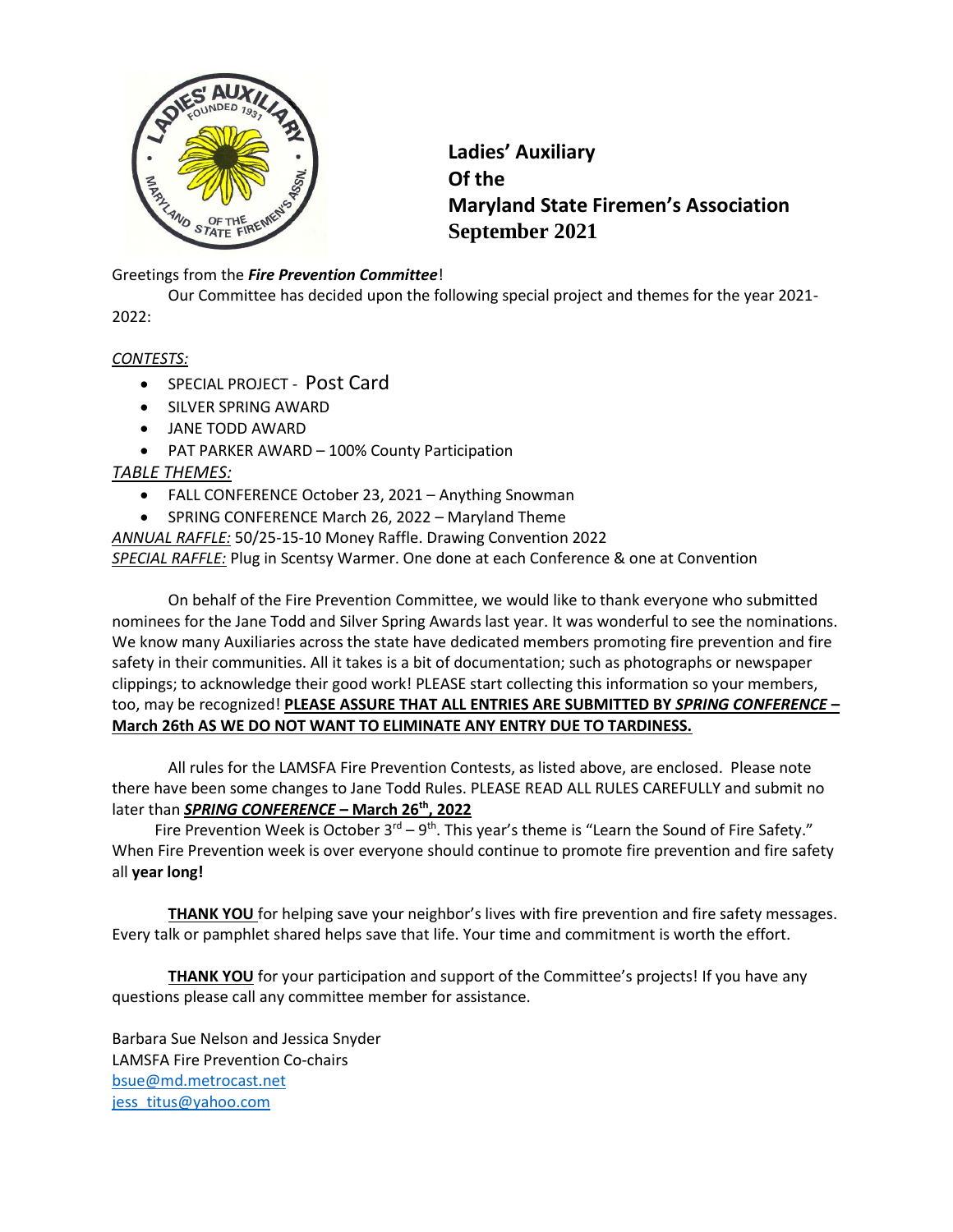**Ladies' Auxiliary**
**Of the**
**Maryland State Firemen's Association**
**September 2021**

Greetings from the ***Fire Prevention Committee***!

Our Committee has decided upon the following special project and themes for the year 2021-2022:

*CONTESTS:*

- SPECIAL PROJECT - Post Card
- SILVER SPRING AWARD
- JANE TODD AWARD
- PAT PARKER AWARD – 100% County Participation

*TABLE THEMES:*

- FALL CONFERENCE October 23, 2021 – Anything Snowman
- SPRING CONFERENCE March 26, 2022 – Maryland Theme

*ANNUAL RAFFLE:* 50/25-15-10 Money Raffle. Drawing Convention 2022

*SPECIAL RAFFLE:* Plug in Scentsy Warmer. One done at each Conference & one at Convention

On behalf of the Fire Prevention Committee, we would like to thank everyone who submitted nominees for the Jane Todd and Silver Spring Awards last year. It was wonderful to see the nominations. We know many Auxiliaries across the state have dedicated members promoting fire prevention and fire safety in their communities. All it takes is a bit of documentation; such as photographs or newspaper clippings; to acknowledge their good work! PLEASE start collecting this information so your members, too, may be recognized! **PLEASE ASSURE THAT ALL ENTRIES ARE SUBMITTED BY *SPRING CONFERENCE* – March 26th AS WE DO NOT WANT TO ELIMINATE ANY ENTRY DUE TO TARDINESS.**

All rules for the LAMSFA Fire Prevention Contests, as listed above, are enclosed. Please note there have been some changes to Jane Todd Rules. PLEASE READ ALL RULES CAREFULLY and submit no later than ***SPRING CONFERENCE* – March 26th, 2022**

Fire Prevention Week is October 3rd – 9th. This year's theme is "Learn the Sound of Fire Safety." When Fire Prevention week is over everyone should continue to promote fire prevention and fire safety all **year long!**

**THANK YOU** for helping save your neighbor's lives with fire prevention and fire safety messages. Every talk or pamphlet shared helps save that life. Your time and commitment is worth the effort.

**THANK YOU** for your participation and support of the Committee's projects! If you have any questions please call any committee member for assistance.

Barbara Sue Nelson and Jessica Snyder
LAMSFA Fire Prevention Co-chairs
bsue@md.metrocast.net
jess_titus@yahoo.com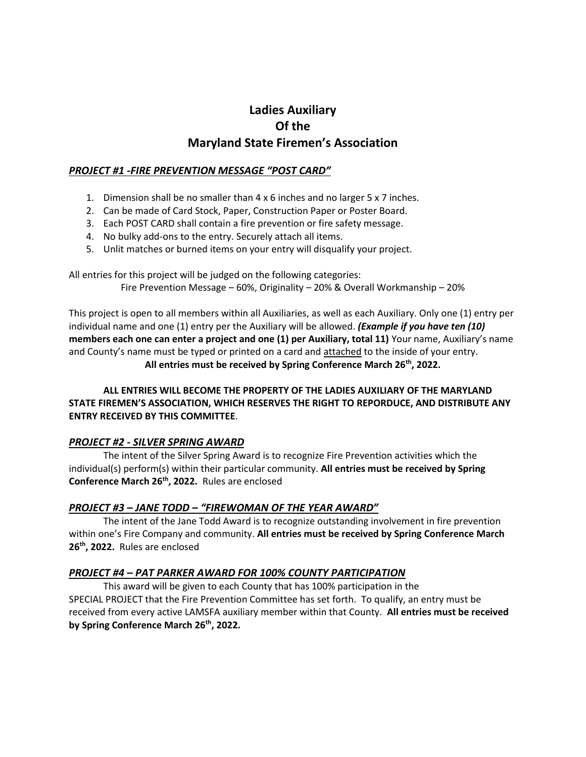# Ladies Auxiliary
# Of the
# Maryland State Firemen's Association

### ***PROJECT #1 -FIRE PREVENTION MESSAGE "POST CARD"***

1. Dimension shall be no smaller than 4 x 6 inches and no larger 5 x 7 inches.
2. Can be made of Card Stock, Paper, Construction Paper or Poster Board.
3. Each POST CARD shall contain a fire prevention or fire safety message.
4. No bulky add-ons to the entry. Securely attach all items.
5. Unlit matches or burned items on your entry will disqualify your project.

All entries for this project will be judged on the following categories:

Fire Prevention Message – 60%, Originality – 20% & Overall Workmanship – 20%

This project is open to all members within all Auxiliaries, as well as each Auxiliary. Only one (1) entry per individual name and one (1) entry per the Auxiliary will be allowed. ***(Example if you have ten (10)*** **members each one can enter a project and one (1) per Auxiliary, total 11)** Your name, Auxiliary's name and County's name must be typed or printed on a card and attached to the inside of your entry.

**All entries must be received by Spring Conference March 26th, 2022.**

**ALL ENTRIES WILL BECOME THE PROPERTY OF THE LADIES AUXILIARY OF THE MARYLAND STATE FIREMEN'S ASSOCIATION, WHICH RESERVES THE RIGHT TO REPORDUCE, AND DISTRIBUTE ANY ENTRY RECEIVED BY THIS COMMITTEE**.

### ***PROJECT #2 - SILVER SPRING AWARD***

The intent of the Silver Spring Award is to recognize Fire Prevention activities which the individual(s) perform(s) within their particular community. **All entries must be received by Spring Conference March 26th, 2022.** Rules are enclosed

### ***PROJECT #3 – JANE TODD – "FIREWOMAN OF THE YEAR AWARD"***

The intent of the Jane Todd Award is to recognize outstanding involvement in fire prevention within one's Fire Company and community. **All entries must be received by Spring Conference March 26th, 2022.** Rules are enclosed

### ***PROJECT #4 – PAT PARKER AWARD FOR 100% COUNTY PARTICIPATION***

This award will be given to each County that has 100% participation in the SPECIAL PROJECT that the Fire Prevention Committee has set forth. To qualify, an entry must be received from every active LAMSFA auxiliary member within that County. **All entries must be received by Spring Conference March 26th, 2022.**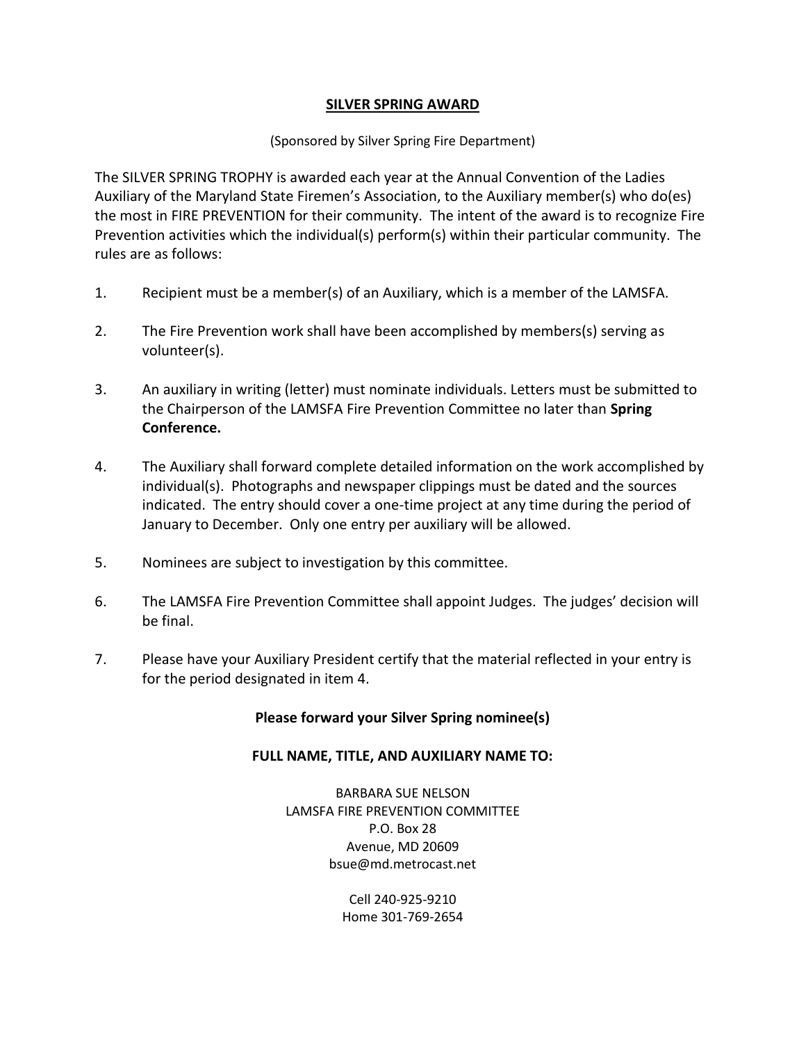# SILVER SPRING AWARD

(Sponsored by Silver Spring Fire Department)

The SILVER SPRING TROPHY is awarded each year at the Annual Convention of the Ladies Auxiliary of the Maryland State Firemen's Association, to the Auxiliary member(s) who do(es) the most in FIRE PREVENTION for their community. The intent of the award is to recognize Fire Prevention activities which the individual(s) perform(s) within their particular community. The rules are as follows:

1. Recipient must be a member(s) of an Auxiliary, which is a member of the LAMSFA.

2. The Fire Prevention work shall have been accomplished by members(s) serving as volunteer(s).

3. An auxiliary in writing (letter) must nominate individuals. Letters must be submitted to the Chairperson of the LAMSFA Fire Prevention Committee no later than **Spring Conference.**

4. The Auxiliary shall forward complete detailed information on the work accomplished by individual(s). Photographs and newspaper clippings must be dated and the sources indicated. The entry should cover a one-time project at any time during the period of January to December. Only one entry per auxiliary will be allowed.

5. Nominees are subject to investigation by this committee.

6. The LAMSFA Fire Prevention Committee shall appoint Judges. The judges' decision will be final.

7. Please have your Auxiliary President certify that the material reflected in your entry is for the period designated in item 4.

**Please forward your Silver Spring nominee(s)**

**FULL NAME, TITLE, AND AUXILIARY NAME TO:**

BARBARA SUE NELSON
LAMSFA FIRE PREVENTION COMMITTEE
P.O. Box 28
Avenue, MD 20609
bsue@md.metrocast.net

Cell 240-925-9210
Home 301-769-2654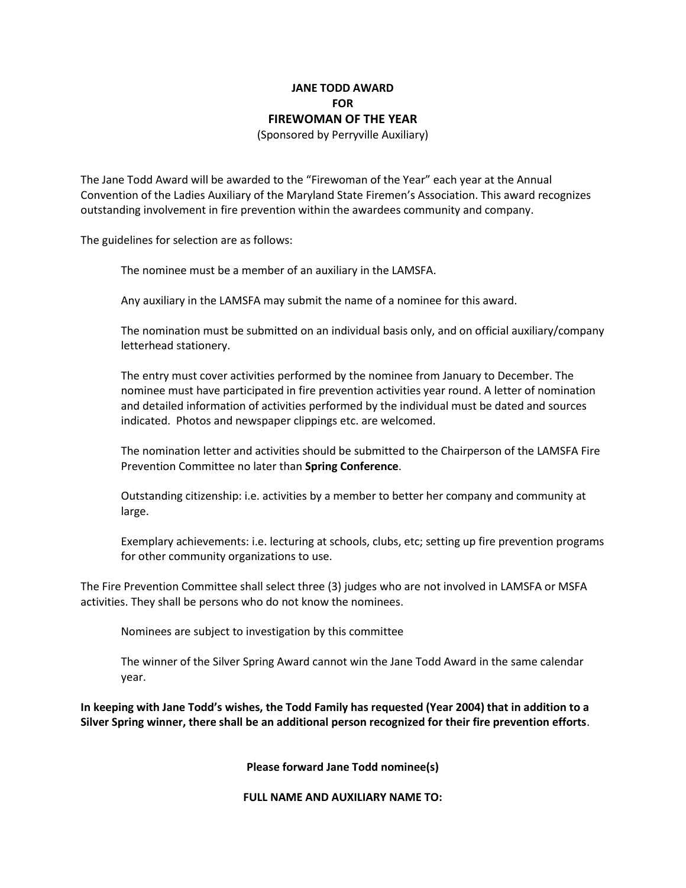**JANE TODD AWARD**
**FOR**
**FIREWOMAN OF THE YEAR**
(Sponsored by Perryville Auxiliary)

The Jane Todd Award will be awarded to the "Firewoman of the Year" each year at the Annual Convention of the Ladies Auxiliary of the Maryland State Firemen's Association. This award recognizes outstanding involvement in fire prevention within the awardees community and company.

The guidelines for selection are as follows:

> The nominee must be a member of an auxiliary in the LAMSFA.
>
> Any auxiliary in the LAMSFA may submit the name of a nominee for this award.
>
> The nomination must be submitted on an individual basis only, and on official auxiliary/company letterhead stationery.
>
> The entry must cover activities performed by the nominee from January to December. The nominee must have participated in fire prevention activities year round. A letter of nomination and detailed information of activities performed by the individual must be dated and sources indicated. Photos and newspaper clippings etc. are welcomed.
>
> The nomination letter and activities should be submitted to the Chairperson of the LAMSFA Fire Prevention Committee no later than **Spring Conference**.
>
> Outstanding citizenship: i.e. activities by a member to better her company and community at large.
>
> Exemplary achievements: i.e. lecturing at schools, clubs, etc; setting up fire prevention programs for other community organizations to use.

The Fire Prevention Committee shall select three (3) judges who are not involved in LAMSFA or MSFA activities. They shall be persons who do not know the nominees.

> Nominees are subject to investigation by this committee
>
> The winner of the Silver Spring Award cannot win the Jane Todd Award in the same calendar year.

**In keeping with Jane Todd's wishes, the Todd Family has requested (Year 2004) that in addition to a Silver Spring winner, there shall be an additional person recognized for their fire prevention efforts**.

**Please forward Jane Todd nominee(s)**

**FULL NAME AND AUXILIARY NAME TO:**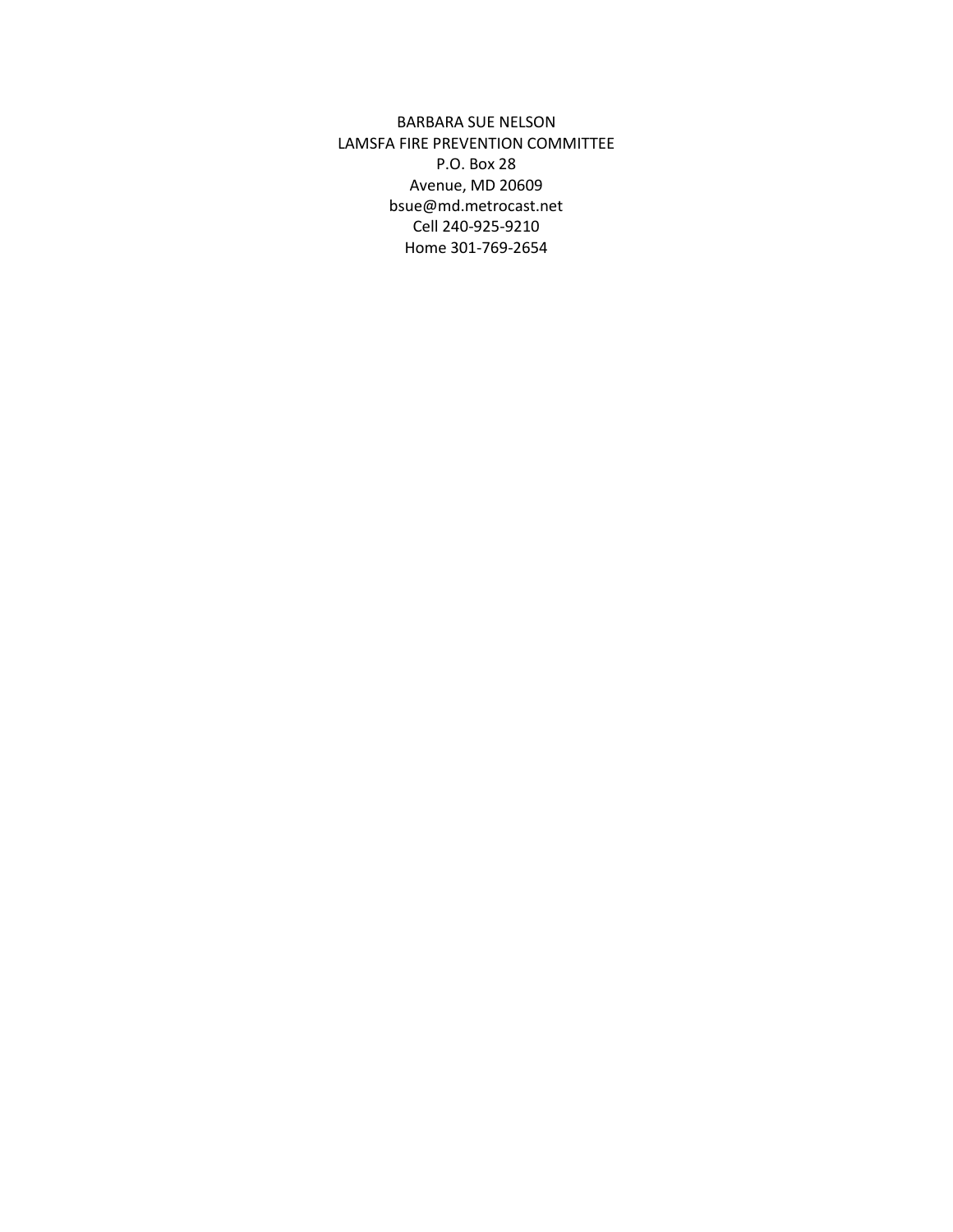BARBARA SUE NELSON
LAMSFA FIRE PREVENTION COMMITTEE
P.O. Box 28
Avenue, MD 20609
bsue@md.metrocast.net
Cell 240-925-9210
Home 301-769-2654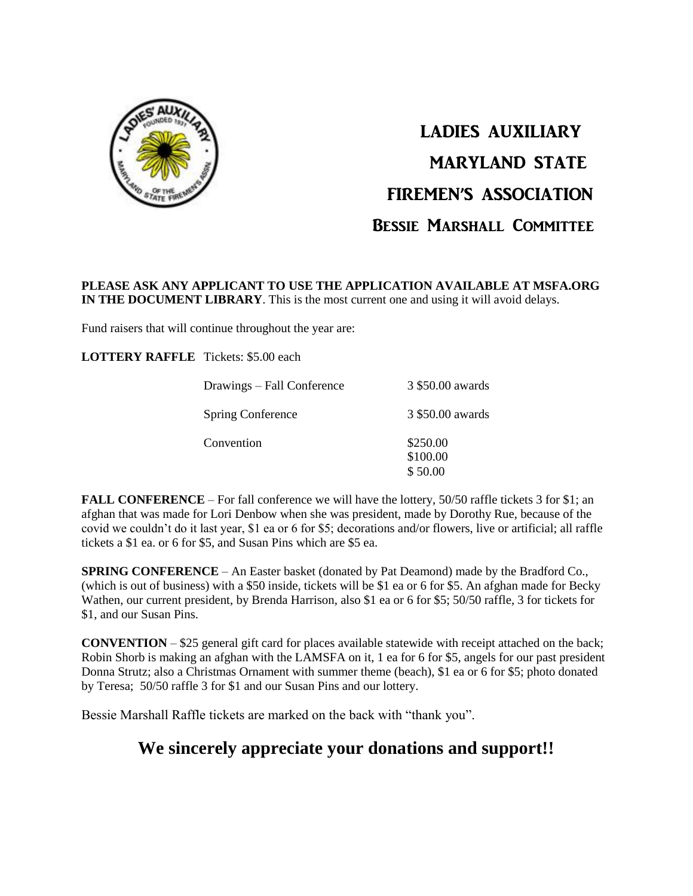# LADIES AUXILIARY MARYLAND STATE FIREMEN'S ASSOCIATION

## Bessie Marshall Committee

**PLEASE ASK ANY APPLICANT TO USE THE APPLICATION AVAILABLE AT MSFA.ORG IN THE DOCUMENT LIBRARY**. This is the most current one and using it will avoid delays.

Fund raisers that will continue throughout the year are:

**LOTTERY RAFFLE** Tickets: $5.00 each

| | |
|---|---|
| Drawings – Fall Conference | 3 $50.00 awards |
| Spring Conference | 3 $50.00 awards |
| Convention | $250.00<br>$100.00<br>$ 50.00 |

**FALL CONFERENCE** – For fall conference we will have the lottery, 50/50 raffle tickets 3 for $1; an afghan that was made for Lori Denbow when she was president, made by Dorothy Rue, because of the covid we couldn't do it last year, $1 ea or 6 for $5; decorations and/or flowers, live or artificial; all raffle tickets a $1 ea. or 6 for $5, and Susan Pins which are $5 ea.

**SPRING CONFERENCE** – An Easter basket (donated by Pat Deamond) made by the Bradford Co., (which is out of business) with a $50 inside, tickets will be $1 ea or 6 for $5. An afghan made for Becky Wathen, our current president, by Brenda Harrison, also $1 ea or 6 for $5; 50/50 raffle, 3 for tickets for $1, and our Susan Pins.

**CONVENTION** – $25 general gift card for places available statewide with receipt attached on the back; Robin Shorb is making an afghan with the LAMSFA on it, 1 ea for 6 for $5, angels for our past president Donna Strutz; also a Christmas Ornament with summer theme (beach), $1 ea or 6 for $5; photo donated by Teresa; 50/50 raffle 3 for $1 and our Susan Pins and our lottery.

Bessie Marshall Raffle tickets are marked on the back with "thank you".

## We sincerely appreciate your donations and support!!